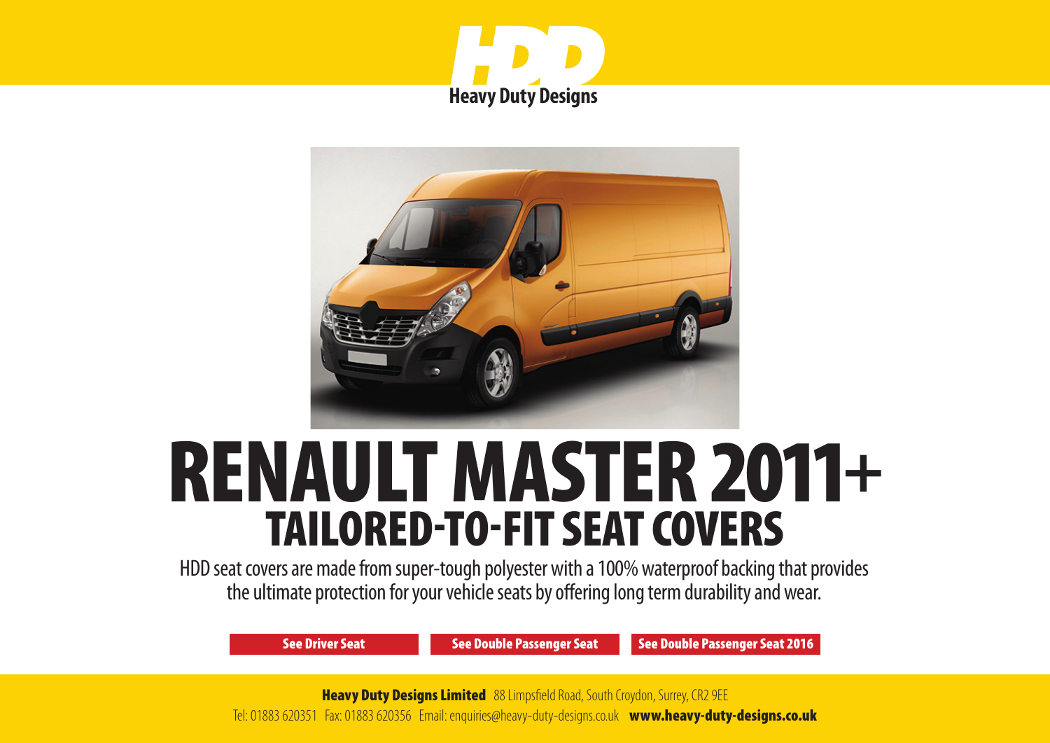# HDD

**Heavy Duty Designs**

# RENAULT MASTER 2011+

## TAILORED-TO-FIT SEAT COVERS

HDD seat covers are made from super-tough polyester with a 100% waterproof backing that provides the ultimate protection for your vehicle seats by offering long term durability and wear.

**See Driver Seat** | **See Double Passenger Seat** | **See Double Passenger Seat 2016**

**Heavy Duty Designs Limited** 88 Limpsfield Road, South Croydon, Surrey, CR2 9EE

Tel: 01883 620351 Fax: 01883 620356 Email: enquiries@heavy-duty-designs.co.uk **www.heavy-duty-designs.co.uk**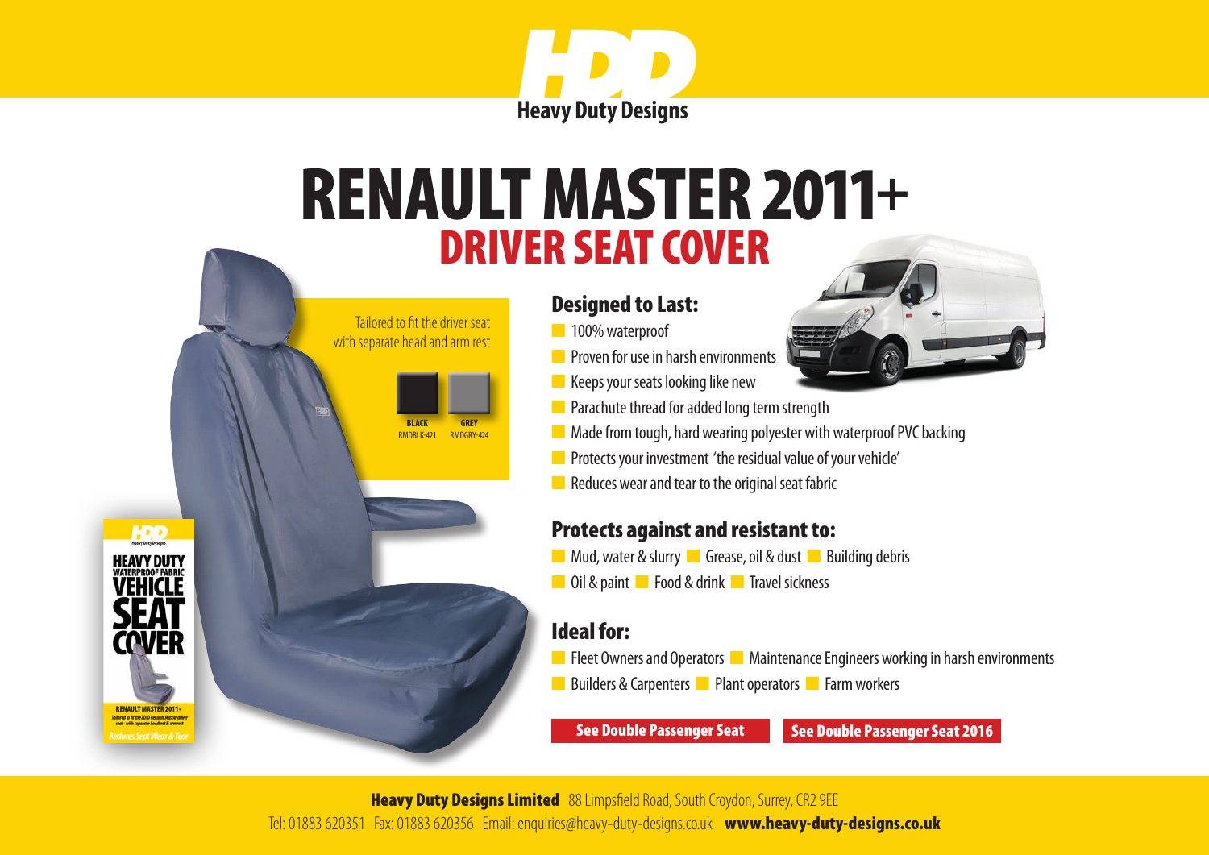HDD

Heavy Duty Designs

# RENAULT MASTER 2011+

## DRIVER SEAT COVER

Tailored to fit the driver seat with separate head and arm rest

| BLACK | GREY |
|---|---|
| RMDBLK-421 | RMDGRY-424 |

### Designed to Last:

- 100% waterproof
- Proven for use in harsh environments
- Keeps your seats looking like new
- Parachute thread for added long term strength
- Made from tough, hard wearing polyester with waterproof PVC backing
- Protects your investment 'the residual value of your vehicle'
- Reduces wear and tear to the original seat fabric

### Protects against and resistant to:

- Mud, water & slurry
- Grease, oil & dust
- Building debris
- Oil & paint
- Food & drink
- Travel sickness

### Ideal for:

- Fleet Owners and Operators
- Maintenance Engineers working in harsh environments
- Builders & Carpenters
- Plant operators
- Farm workers

See Double Passenger Seat | See Double Passenger Seat 2016

**Heavy Duty Designs Limited** 88 Limpsfield Road, South Croydon, Surrey, CR2 9EE

Tel: 01883 620351 Fax: 01883 620356 Email: enquiries@heavy-duty-designs.co.uk **www.heavy-duty-designs.co.uk**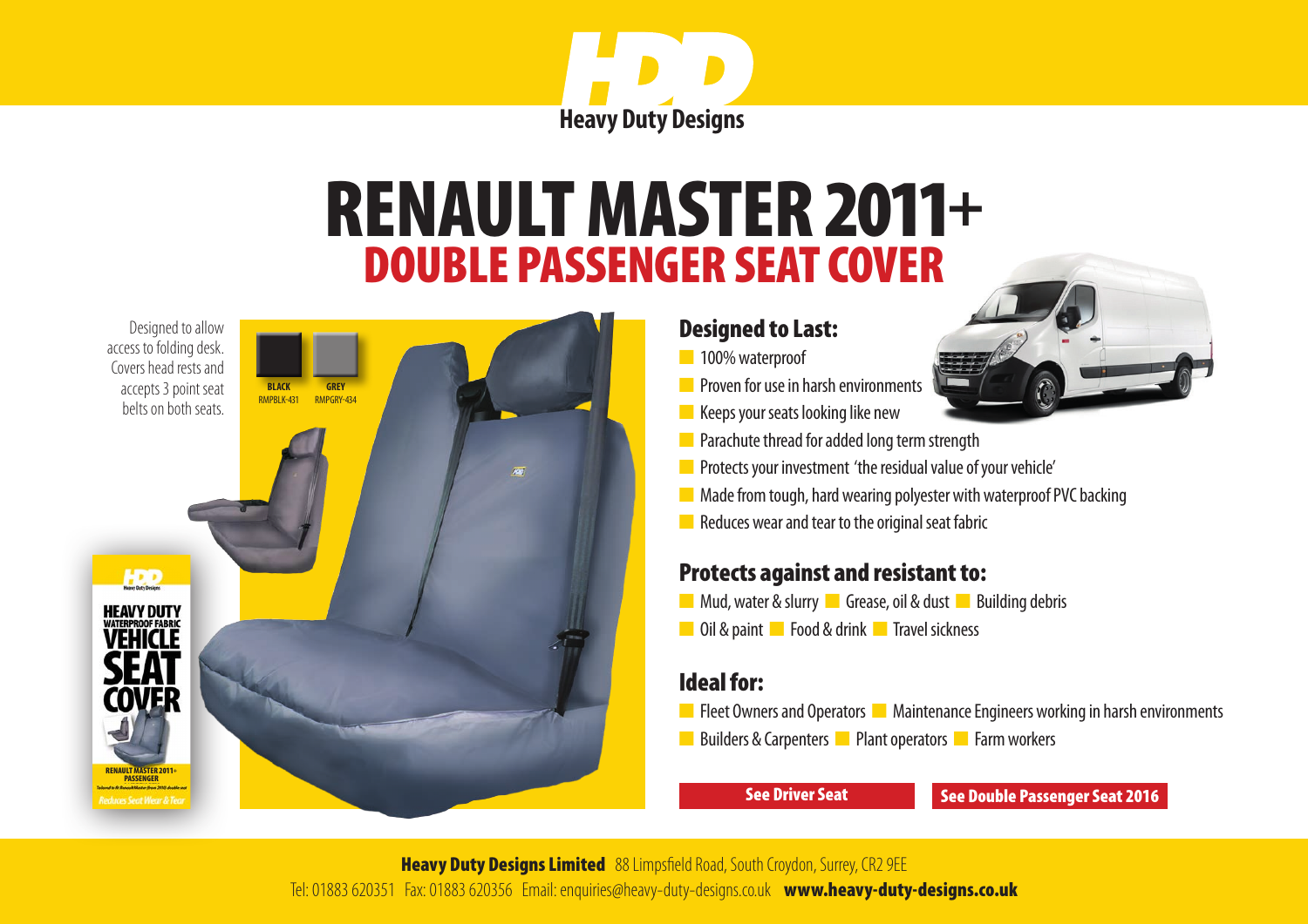HDD
Heavy Duty Designs

# RENAULT MASTER 2011+
## DOUBLE PASSENGER SEAT COVER

Designed to allow access to folding desk. Covers head rests and accepts 3 point seat belts on both seats.

BLACK RMPBLK-431

GREY RMPGRY-434

### Designed to Last:

- 100% waterproof
- Proven for use in harsh environments
- Keeps your seats looking like new
- Parachute thread for added long term strength
- Protects your investment 'the residual value of your vehicle'
- Made from tough, hard wearing polyester with waterproof PVC backing
- Reduces wear and tear to the original seat fabric

### Protects against and resistant to:

- Mud, water & slurry
- Grease, oil & dust
- Building debris
- Oil & paint
- Food & drink
- Travel sickness

### Ideal for:

- Fleet Owners and Operators
- Maintenance Engineers working in harsh environments
- Builders & Carpenters
- Plant operators
- Farm workers

**See Driver Seat** | **See Double Passenger Seat 2016**

**Heavy Duty Designs Limited** 88 Limpsfield Road, South Croydon, Surrey, CR2 9EE
Tel: 01883 620351 Fax: 01883 620356 Email: enquiries@heavy-duty-designs.co.uk **www.heavy-duty-designs.co.uk**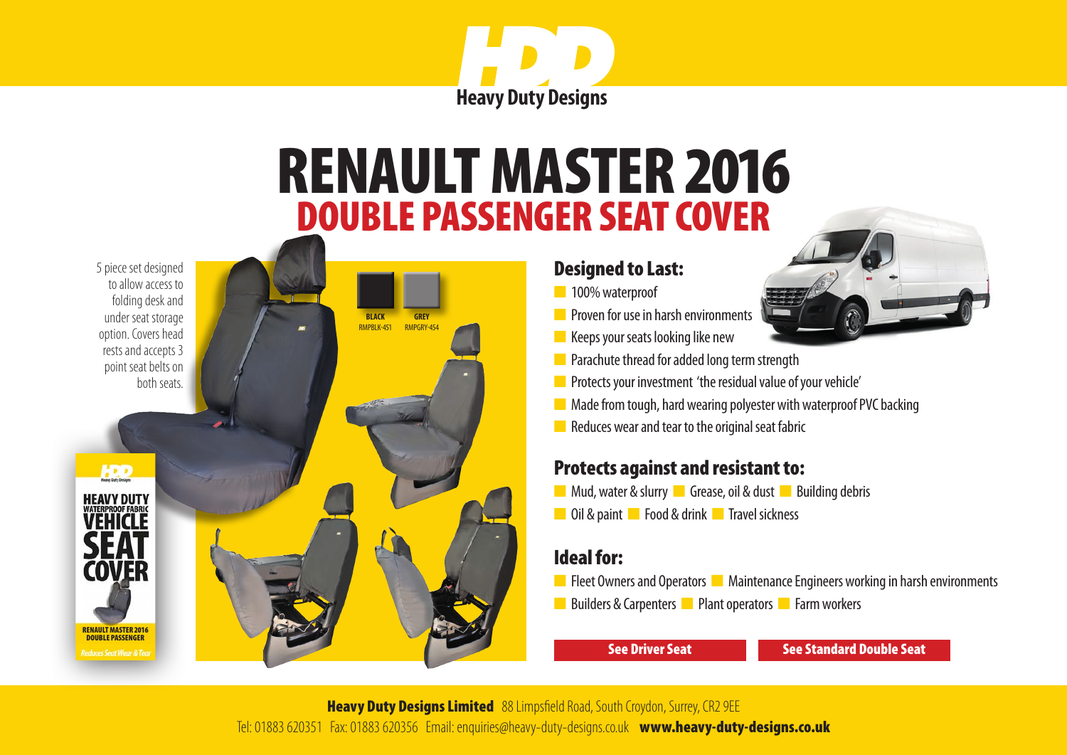# RENAULT MASTER 2016

## DOUBLE PASSENGER SEAT COVER

5 piece set designed to allow access to folding desk and under seat storage option. Covers head rests and accepts 3 point seat belts on both seats.

BLACK RMPBLK-451

GREY RMPGRY-454

### Designed to Last:

- 100% waterproof
- Proven for use in harsh environments
- Keeps your seats looking like new
- Parachute thread for added long term strength
- Protects your investment 'the residual value of your vehicle'
- Made from tough, hard wearing polyester with waterproof PVC backing
- Reduces wear and tear to the original seat fabric

### Protects against and resistant to:

- Mud, water & slurry
- Grease, oil & dust
- Building debris
- Oil & paint
- Food & drink
- Travel sickness

### Ideal for:

- Fleet Owners and Operators
- Maintenance Engineers working in harsh environments
- Builders & Carpenters
- Plant operators
- Farm workers

See Driver Seat | See Standard Double Seat

**Heavy Duty Designs Limited** 88 Limpsfield Road, South Croydon, Surrey, CR2 9EE

Tel: 01883 620351 Fax: 01883 620356 Email: enquiries@heavy-duty-designs.co.uk **www.heavy-duty-designs.co.uk**